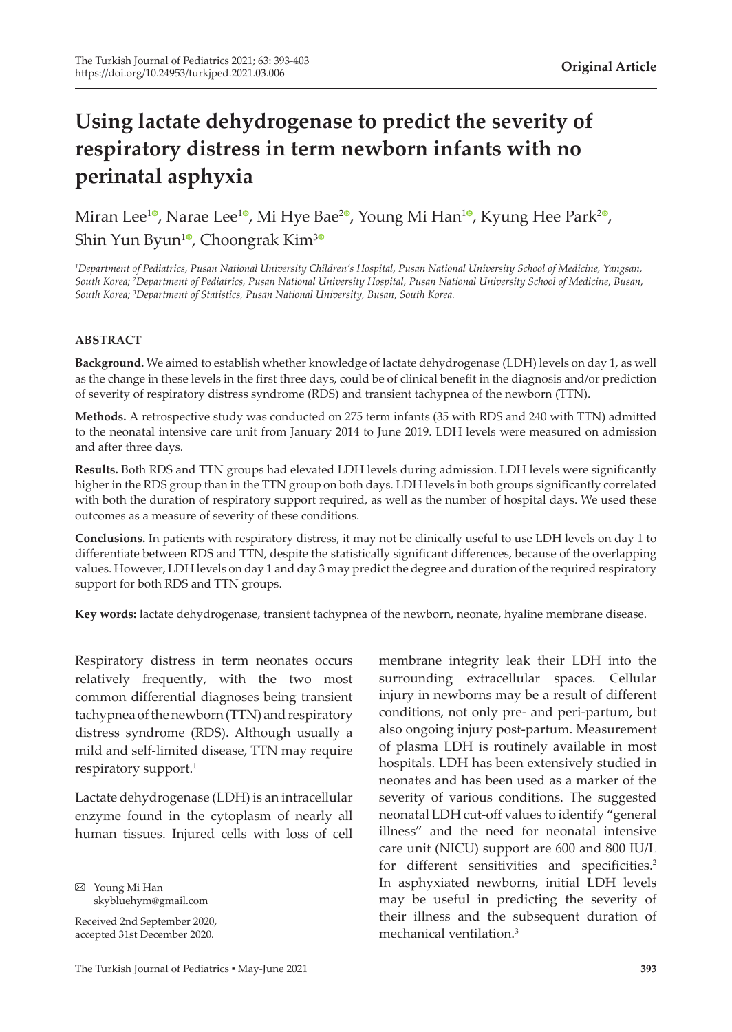**Original Article**

# Using lactate dehydrogenase to predict the severity of respiratory distress in term newborn infants with no perinatal asphyxia

Miran Lee[1], Narae Lee[1], Mi Hye Bae[2], Young Mi Han[1], Kyung Hee Park[2], Shin Yun Byun[1], Choongrak Kim[3]

[1]Department of Pediatrics, Pusan National University Children's Hospital, Pusan National University School of Medicine, Yangsan, South Korea; [2]Department of Pediatrics, Pusan National University Hospital, Pusan National University School of Medicine, Busan, South Korea; [3]Department of Statistics, Pusan National University, Busan, South Korea.

### ABSTRACT

**Background.** We aimed to establish whether knowledge of lactate dehydrogenase (LDH) levels on day 1, as well as the change in these levels in the first three days, could be of clinical benefit in the diagnosis and/or prediction of severity of respiratory distress syndrome (RDS) and transient tachypnea of the newborn (TTN).

**Methods.** A retrospective study was conducted on 275 term infants (35 with RDS and 240 with TTN) admitted to the neonatal intensive care unit from January 2014 to June 2019. LDH levels were measured on admission and after three days.

**Results.** Both RDS and TTN groups had elevated LDH levels during admission. LDH levels were significantly higher in the RDS group than in the TTN group on both days. LDH levels in both groups significantly correlated with both the duration of respiratory support required, as well as the number of hospital days. We used these outcomes as a measure of severity of these conditions.

**Conclusions.** In patients with respiratory distress, it may not be clinically useful to use LDH levels on day 1 to differentiate between RDS and TTN, despite the statistically significant differences, because of the overlapping values. However, LDH levels on day 1 and day 3 may predict the degree and duration of the required respiratory support for both RDS and TTN groups.

**Key words:** lactate dehydrogenase, transient tachypnea of the newborn, neonate, hyaline membrane disease.

Respiratory distress in term neonates occurs relatively frequently, with the two most common differential diagnoses being transient tachypnea of the newborn (TTN) and respiratory distress syndrome (RDS). Although usually a mild and self-limited disease, TTN may require respiratory support.[1]

Lactate dehydrogenase (LDH) is an intracellular enzyme found in the cytoplasm of nearly all human tissues. Injured cells with loss of cell membrane integrity leak their LDH into the surrounding extracellular spaces. Cellular injury in newborns may be a result of different conditions, not only pre- and peri-partum, but also ongoing injury post-partum. Measurement of plasma LDH is routinely available in most hospitals. LDH has been extensively studied in neonates and has been used as a marker of the severity of various conditions. The suggested neonatal LDH cut-off values to identify "general illness" and the need for neonatal intensive care unit (NICU) support are 600 and 800 IU/L for different sensitivities and specificities.[2] In asphyxiated newborns, initial LDH levels may be useful in predicting the severity of their illness and the subsequent duration of mechanical ventilation.[3]

✉ Young Mi Han
skybluehym@gmail.com

Received 2nd September 2020, accepted 31st December 2020.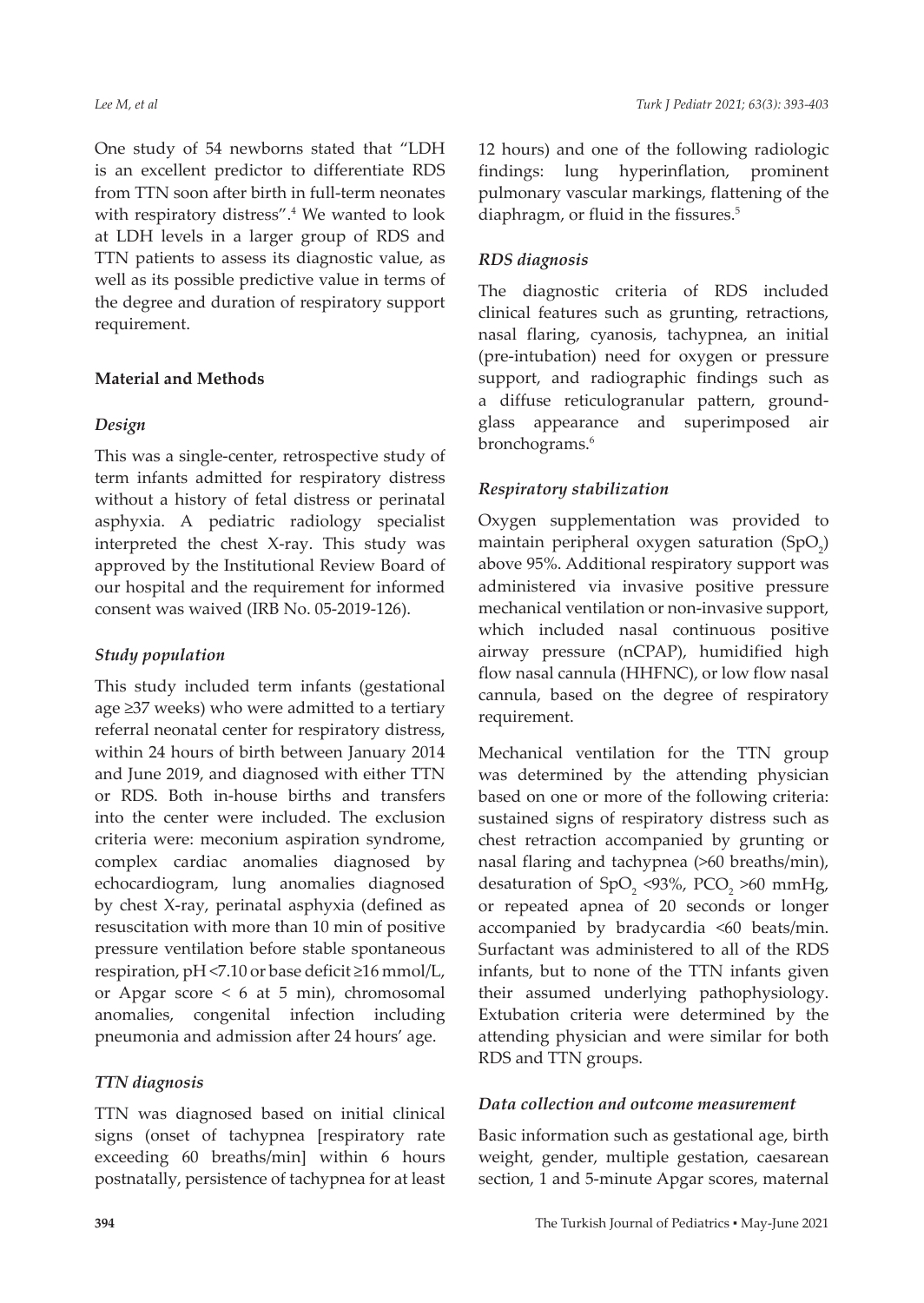One study of 54 newborns stated that "LDH is an excellent predictor to differentiate RDS from TTN soon after birth in full-term neonates with respiratory distress".[4] We wanted to look at LDH levels in a larger group of RDS and TTN patients to assess its diagnostic value, as well as its possible predictive value in terms of the degree and duration of respiratory support requirement.

## Material and Methods

### *Design*

This was a single-center, retrospective study of term infants admitted for respiratory distress without a history of fetal distress or perinatal asphyxia. A pediatric radiology specialist interpreted the chest X-ray. This study was approved by the Institutional Review Board of our hospital and the requirement for informed consent was waived (IRB No. 05-2019-126).

### *Study population*

This study included term infants (gestational age ≥37 weeks) who were admitted to a tertiary referral neonatal center for respiratory distress, within 24 hours of birth between January 2014 and June 2019, and diagnosed with either TTN or RDS. Both in-house births and transfers into the center were included. The exclusion criteria were: meconium aspiration syndrome, complex cardiac anomalies diagnosed by echocardiogram, lung anomalies diagnosed by chest X-ray, perinatal asphyxia (defined as resuscitation with more than 10 min of positive pressure ventilation before stable spontaneous respiration, pH <7.10 or base deficit ≥16 mmol/L, or Apgar score < 6 at 5 min), chromosomal anomalies, congenital infection including pneumonia and admission after 24 hours' age.

### *TTN diagnosis*

TTN was diagnosed based on initial clinical signs (onset of tachypnea [respiratory rate exceeding 60 breaths/min] within 6 hours postnatally, persistence of tachypnea for at least 12 hours) and one of the following radiologic findings: lung hyperinflation, prominent pulmonary vascular markings, flattening of the diaphragm, or fluid in the fissures.[5]

### *RDS diagnosis*

The diagnostic criteria of RDS included clinical features such as grunting, retractions, nasal flaring, cyanosis, tachypnea, an initial (pre-intubation) need for oxygen or pressure support, and radiographic findings such as a diffuse reticulogranular pattern, ground-glass appearance and superimposed air bronchograms.[6]

### *Respiratory stabilization*

Oxygen supplementation was provided to maintain peripheral oxygen saturation ($SpO_2$) above 95%. Additional respiratory support was administered via invasive positive pressure mechanical ventilation or non-invasive support, which included nasal continuous positive airway pressure (nCPAP), humidified high flow nasal cannula (HHFNC), or low flow nasal cannula, based on the degree of respiratory requirement.

Mechanical ventilation for the TTN group was determined by the attending physician based on one or more of the following criteria: sustained signs of respiratory distress such as chest retraction accompanied by grunting or nasal flaring and tachypnea (>60 breaths/min), desaturation of $SpO_2$ <93%, $PCO_2$ >60 mmHg, or repeated apnea of 20 seconds or longer accompanied by bradycardia <60 beats/min. Surfactant was administered to all of the RDS infants, but to none of the TTN infants given their assumed underlying pathophysiology. Extubation criteria were determined by the attending physician and were similar for both RDS and TTN groups.

### *Data collection and outcome measurement*

Basic information such as gestational age, birth weight, gender, multiple gestation, caesarean section, 1 and 5-minute Apgar scores, maternal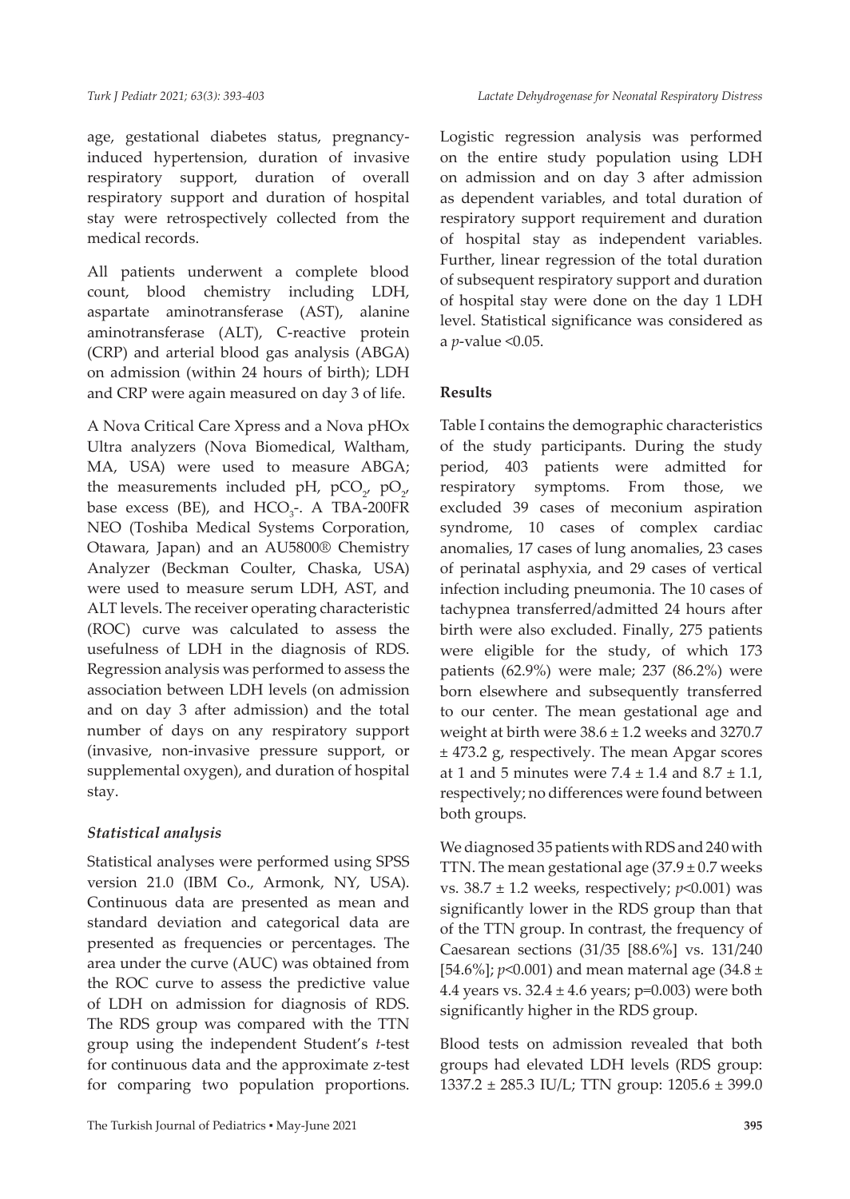age, gestational diabetes status, pregnancy-induced hypertension, duration of invasive respiratory support, duration of overall respiratory support and duration of hospital stay were retrospectively collected from the medical records.

All patients underwent a complete blood count, blood chemistry including LDH, aspartate aminotransferase (AST), alanine aminotransferase (ALT), C-reactive protein (CRP) and arterial blood gas analysis (ABGA) on admission (within 24 hours of birth); LDH and CRP were again measured on day 3 of life.

A Nova Critical Care Xpress and a Nova pHOx Ultra analyzers (Nova Biomedical, Waltham, MA, USA) were used to measure ABGA; the measurements included pH, $pCO_2$, $pO_2$, base excess (BE), and $HCO_3$-. A TBA-200FR NEO (Toshiba Medical Systems Corporation, Otawara, Japan) and an AU5800® Chemistry Analyzer (Beckman Coulter, Chaska, USA) were used to measure serum LDH, AST, and ALT levels. The receiver operating characteristic (ROC) curve was calculated to assess the usefulness of LDH in the diagnosis of RDS. Regression analysis was performed to assess the association between LDH levels (on admission and on day 3 after admission) and the total number of days on any respiratory support (invasive, non-invasive pressure support, or supplemental oxygen), and duration of hospital stay.

### *Statistical analysis*

Statistical analyses were performed using SPSS version 21.0 (IBM Co., Armonk, NY, USA). Continuous data are presented as mean and standard deviation and categorical data are presented as frequencies or percentages. The area under the curve (AUC) was obtained from the ROC curve to assess the predictive value of LDH on admission for diagnosis of RDS. The RDS group was compared with the TTN group using the independent Student's *t*-test for continuous data and the approximate z-test for comparing two population proportions. Logistic regression analysis was performed on the entire study population using LDH on admission and on day 3 after admission as dependent variables, and total duration of respiratory support requirement and duration of hospital stay as independent variables. Further, linear regression of the total duration of subsequent respiratory support and duration of hospital stay were done on the day 1 LDH level. Statistical significance was considered as a *p*-value <0.05.

## **Results**

Table I contains the demographic characteristics of the study participants. During the study period, 403 patients were admitted for respiratory symptoms. From those, we excluded 39 cases of meconium aspiration syndrome, 10 cases of complex cardiac anomalies, 17 cases of lung anomalies, 23 cases of perinatal asphyxia, and 29 cases of vertical infection including pneumonia. The 10 cases of tachypnea transferred/admitted 24 hours after birth were also excluded. Finally, 275 patients were eligible for the study, of which 173 patients (62.9%) were male; 237 (86.2%) were born elsewhere and subsequently transferred to our center. The mean gestational age and weight at birth were 38.6 ± 1.2 weeks and 3270.7 ± 473.2 g, respectively. The mean Apgar scores at 1 and 5 minutes were 7.4 ± 1.4 and 8.7 ± 1.1, respectively; no differences were found between both groups.

We diagnosed 35 patients with RDS and 240 with TTN. The mean gestational age (37.9 ± 0.7 weeks vs. 38.7 ± 1.2 weeks, respectively; *p*<0.001) was significantly lower in the RDS group than that of the TTN group. In contrast, the frequency of Caesarean sections (31/35 [88.6%] vs. 131/240 [54.6%]; *p*<0.001) and mean maternal age (34.8 ± 4.4 years vs. 32.4 ± 4.6 years; p=0.003) were both significantly higher in the RDS group.

Blood tests on admission revealed that both groups had elevated LDH levels (RDS group: 1337.2 ± 285.3 IU/L; TTN group: 1205.6 ± 399.0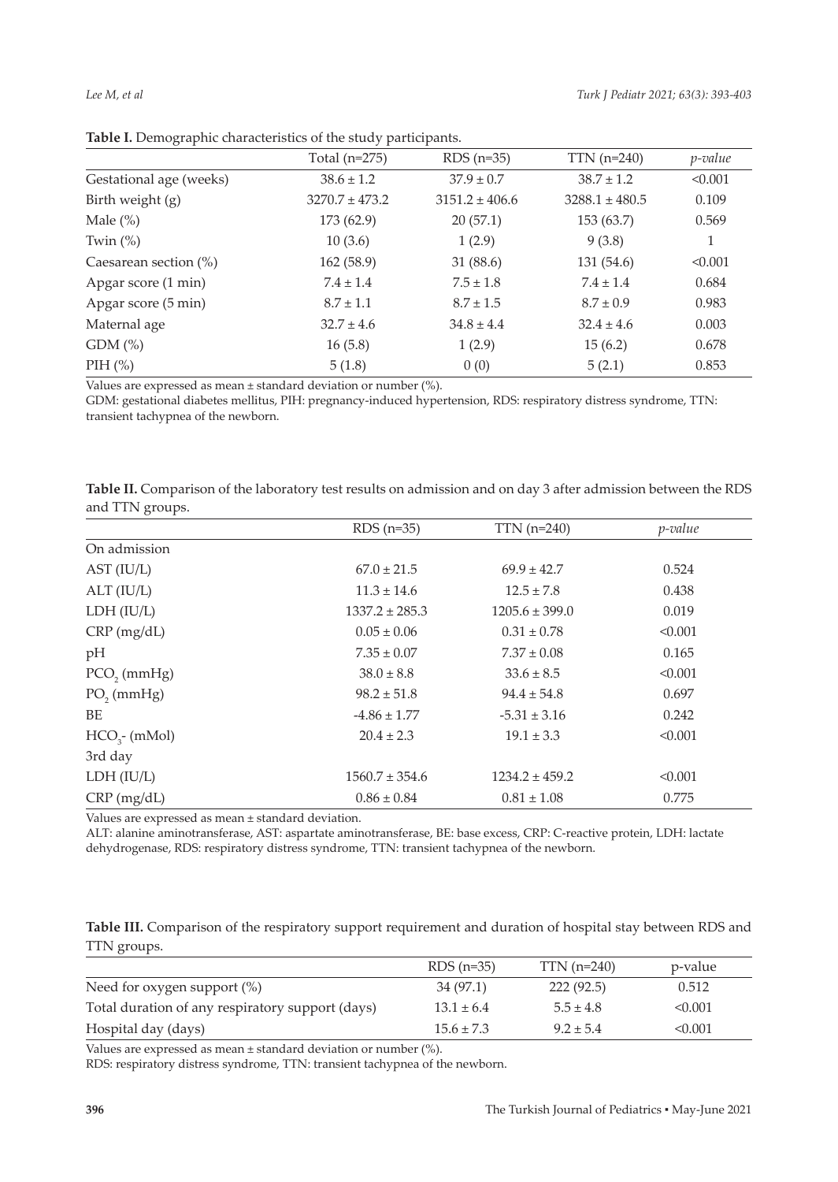**Table I.** Demographic characteristics of the study participants.

| | Total (n=275) | RDS (n=35) | TTN (n=240) | *p-value* |
|---|---|---|---|---|
| Gestational age (weeks) | 38.6 ± 1.2 | 37.9 ± 0.7 | 38.7 ± 1.2 | <0.001 |
| Birth weight (g) | 3270.7 ± 473.2 | 3151.2 ± 406.6 | 3288.1 ± 480.5 | 0.109 |
| Male (%) | 173 (62.9) | 20 (57.1) | 153 (63.7) | 0.569 |
| Twin (%) | 10 (3.6) | 1 (2.9) | 9 (3.8) | 1 |
| Caesarean section (%) | 162 (58.9) | 31 (88.6) | 131 (54.6) | <0.001 |
| Apgar score (1 min) | 7.4 ± 1.4 | 7.5 ± 1.8 | 7.4 ± 1.4 | 0.684 |
| Apgar score (5 min) | 8.7 ± 1.1 | 8.7 ± 1.5 | 8.7 ± 0.9 | 0.983 |
| Maternal age | 32.7 ± 4.6 | 34.8 ± 4.4 | 32.4 ± 4.6 | 0.003 |
| GDM (%) | 16 (5.8) | 1 (2.9) | 15 (6.2) | 0.678 |
| PIH (%) | 5 (1.8) | 0 (0) | 5 (2.1) | 0.853 |

Values are expressed as mean ± standard deviation or number (%).

GDM: gestational diabetes mellitus, PIH: pregnancy-induced hypertension, RDS: respiratory distress syndrome, TTN: transient tachypnea of the newborn.

**Table II.** Comparison of the laboratory test results on admission and on day 3 after admission between the RDS and TTN groups.

| | RDS (n=35) | TTN (n=240) | *p-value* |
|---|---|---|---|
| On admission | | | |
| AST (IU/L) | 67.0 ± 21.5 | 69.9 ± 42.7 | 0.524 |
| ALT (IU/L) | 11.3 ± 14.6 | 12.5 ± 7.8 | 0.438 |
| LDH (IU/L) | 1337.2 ± 285.3 | 1205.6 ± 399.0 | 0.019 |
| CRP (mg/dL) | 0.05 ± 0.06 | 0.31 ± 0.78 | <0.001 |
| pH | 7.35 ± 0.07 | 7.37 ± 0.08 | 0.165 |
| $PCO_2$ (mmHg) | 38.0 ± 8.8 | 33.6 ± 8.5 | <0.001 |
| $PO_2$ (mmHg) | 98.2 ± 51.8 | 94.4 ± 54.8 | 0.697 |
| BE | -4.86 ± 1.77 | -5.31 ± 3.16 | 0.242 |
| $HCO_3^-$ (mMol) | 20.4 ± 2.3 | 19.1 ± 3.3 | <0.001 |
| 3rd day | | | |
| LDH (IU/L) | 1560.7 ± 354.6 | 1234.2 ± 459.2 | <0.001 |
| CRP (mg/dL) | 0.86 ± 0.84 | 0.81 ± 1.08 | 0.775 |

Values are expressed as mean ± standard deviation.

ALT: alanine aminotransferase, AST: aspartate aminotransferase, BE: base excess, CRP: C-reactive protein, LDH: lactate dehydrogenase, RDS: respiratory distress syndrome, TTN: transient tachypnea of the newborn.

**Table III.** Comparison of the respiratory support requirement and duration of hospital stay between RDS and TTN groups.

| | RDS (n=35) | TTN (n=240) | p-value |
|---|---|---|---|
| Need for oxygen support (%) | 34 (97.1) | 222 (92.5) | 0.512 |
| Total duration of any respiratory support (days) | 13.1 ± 6.4 | 5.5 ± 4.8 | <0.001 |
| Hospital day (days) | 15.6 ± 7.3 | 9.2 ± 5.4 | <0.001 |

Values are expressed as mean ± standard deviation or number (%).

RDS: respiratory distress syndrome, TTN: transient tachypnea of the newborn.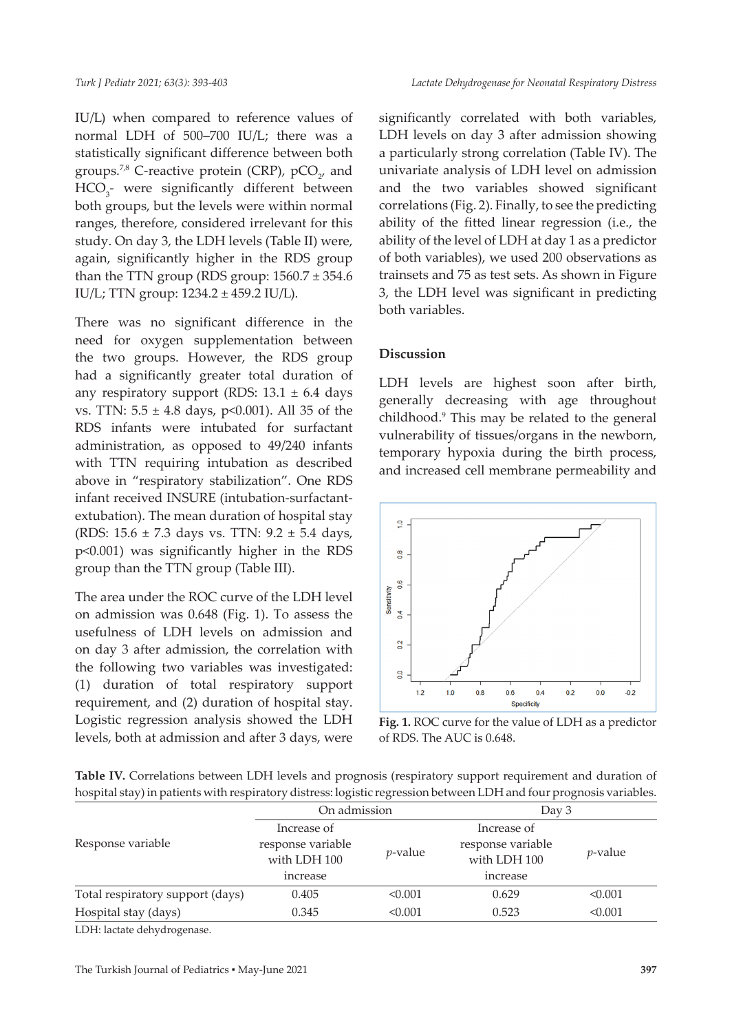IU/L) when compared to reference values of normal LDH of 500–700 IU/L; there was a statistically significant difference between both groups.[7,8] C-reactive protein (CRP), $pCO_2$, and $HCO_3$- were significantly different between both groups, but the levels were within normal ranges, therefore, considered irrelevant for this study. On day 3, the LDH levels (Table II) were, again, significantly higher in the RDS group than the TTN group (RDS group: 1560.7 ± 354.6 IU/L; TTN group: 1234.2 ± 459.2 IU/L).

There was no significant difference in the need for oxygen supplementation between the two groups. However, the RDS group had a significantly greater total duration of any respiratory support (RDS: 13.1 ± 6.4 days vs. TTN: 5.5 ± 4.8 days, p<0.001). All 35 of the RDS infants were intubated for surfactant administration, as opposed to 49/240 infants with TTN requiring intubation as described above in "respiratory stabilization". One RDS infant received INSURE (intubation-surfactant-extubation). The mean duration of hospital stay (RDS: 15.6 ± 7.3 days vs. TTN: 9.2 ± 5.4 days, p<0.001) was significantly higher in the RDS group than the TTN group (Table III).

The area under the ROC curve of the LDH level on admission was 0.648 (Fig. 1). To assess the usefulness of LDH levels on admission and on day 3 after admission, the correlation with the following two variables was investigated: (1) duration of total respiratory support requirement, and (2) duration of hospital stay. Logistic regression analysis showed the LDH levels, both at admission and after 3 days, were significantly correlated with both variables, LDH levels on day 3 after admission showing a particularly strong correlation (Table IV). The univariate analysis of LDH level on admission and the two variables showed significant correlations (Fig. 2). Finally, to see the predicting ability of the fitted linear regression (i.e., the ability of the level of LDH at day 1 as a predictor of both variables), we used 200 observations as trainsets and 75 as test sets. As shown in Figure 3, the LDH level was significant in predicting both variables.

## Discussion

LDH levels are highest soon after birth, generally decreasing with age throughout childhood.[9] This may be related to the general vulnerability of tissues/organs in the newborn, temporary hypoxia during the birth process, and increased cell membrane permeability and

Fig. 1. ROC curve for the value of LDH as a predictor of RDS. The AUC is 0.648.

**Table IV.** Correlations between LDH levels and prognosis (respiratory support requirement and duration of hospital stay) in patients with respiratory distress: logistic regression between LDH and four prognosis variables.

| Response variable | On admission | | Day 3 | |
|---|---|---|---|---|
| | Increase of response variable with LDH 100 increase | *p*-value | Increase of response variable with LDH 100 increase | *p*-value |
| Total respiratory support (days) | 0.405 | <0.001 | 0.629 | <0.001 |
| Hospital stay (days) | 0.345 | <0.001 | 0.523 | <0.001 |

LDH: lactate dehydrogenase.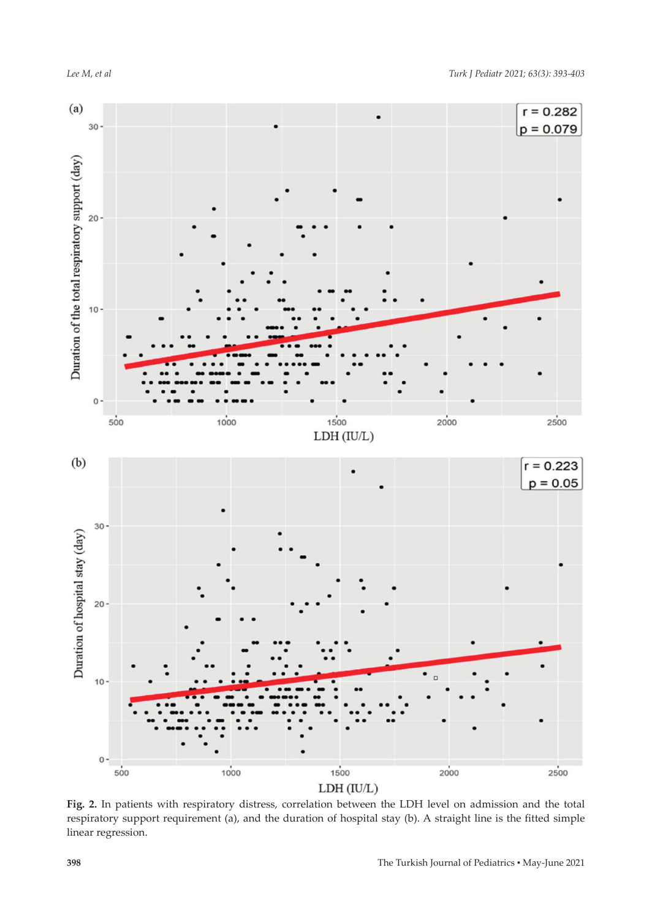**Fig. 2.** In patients with respiratory distress, correlation between the LDH level on admission and the total respiratory support requirement (a), and the duration of hospital stay (b). A straight line is the fitted simple linear regression.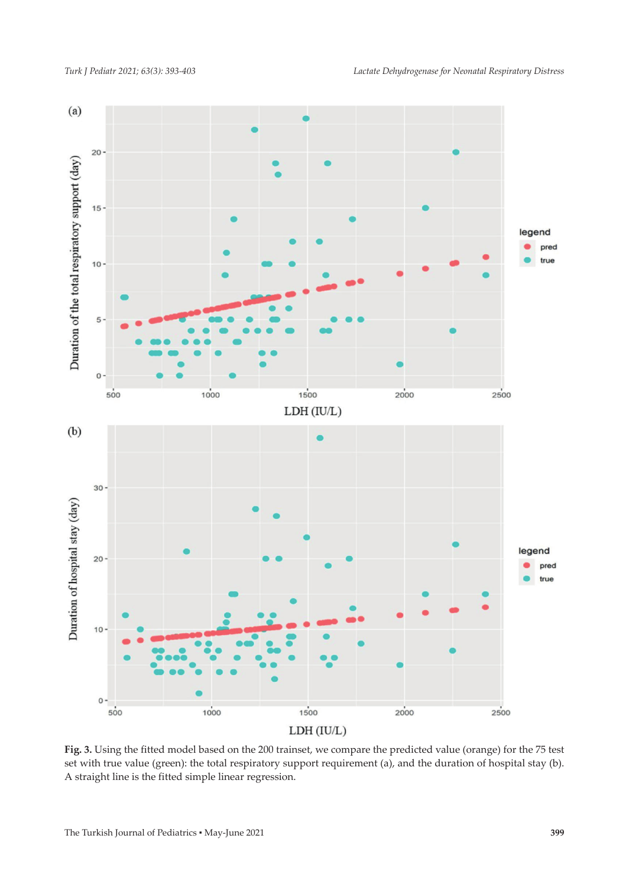**Fig. 3.** Using the fitted model based on the 200 trainset, we compare the predicted value (orange) for the 75 test set with true value (green): the total respiratory support requirement (a), and the duration of hospital stay (b). A straight line is the fitted simple linear regression.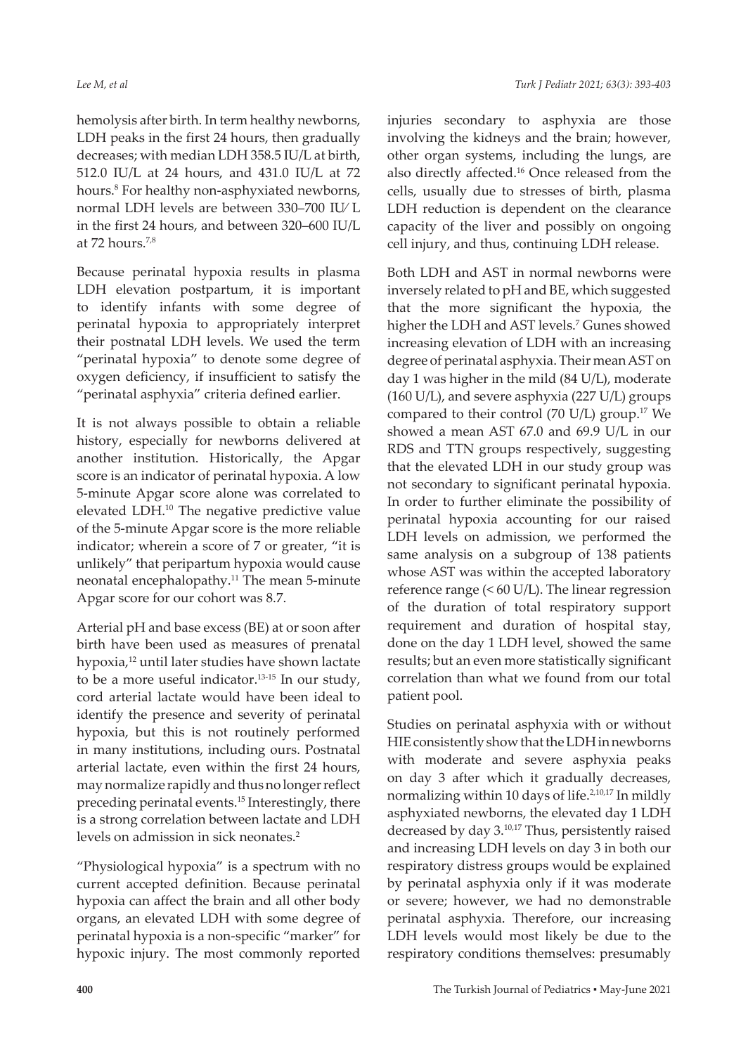hemolysis after birth. In term healthy newborns, LDH peaks in the first 24 hours, then gradually decreases; with median LDH 358.5 IU/L at birth, 512.0 IU/L at 24 hours, and 431.0 IU/L at 72 hours.[8] For healthy non-asphyxiated newborns, normal LDH levels are between 330–700 IU/ L in the first 24 hours, and between 320–600 IU/L at 72 hours.[7,8]

Because perinatal hypoxia results in plasma LDH elevation postpartum, it is important to identify infants with some degree of perinatal hypoxia to appropriately interpret their postnatal LDH levels. We used the term "perinatal hypoxia" to denote some degree of oxygen deficiency, if insufficient to satisfy the "perinatal asphyxia" criteria defined earlier.

It is not always possible to obtain a reliable history, especially for newborns delivered at another institution. Historically, the Apgar score is an indicator of perinatal hypoxia. A low 5-minute Apgar score alone was correlated to elevated LDH.[10] The negative predictive value of the 5-minute Apgar score is the more reliable indicator; wherein a score of 7 or greater, "it is unlikely" that peripartum hypoxia would cause neonatal encephalopathy.[11] The mean 5-minute Apgar score for our cohort was 8.7.

Arterial pH and base excess (BE) at or soon after birth have been used as measures of prenatal hypoxia,[12] until later studies have shown lactate to be a more useful indicator.[13-15] In our study, cord arterial lactate would have been ideal to identify the presence and severity of perinatal hypoxia, but this is not routinely performed in many institutions, including ours. Postnatal arterial lactate, even within the first 24 hours, may normalize rapidly and thus no longer reflect preceding perinatal events.[15] Interestingly, there is a strong correlation between lactate and LDH levels on admission in sick neonates.[2]

"Physiological hypoxia" is a spectrum with no current accepted definition. Because perinatal hypoxia can affect the brain and all other body organs, an elevated LDH with some degree of perinatal hypoxia is a non-specific "marker" for hypoxic injury. The most commonly reported injuries secondary to asphyxia are those involving the kidneys and the brain; however, other organ systems, including the lungs, are also directly affected.[16] Once released from the cells, usually due to stresses of birth, plasma LDH reduction is dependent on the clearance capacity of the liver and possibly on ongoing cell injury, and thus, continuing LDH release.

Both LDH and AST in normal newborns were inversely related to pH and BE, which suggested that the more significant the hypoxia, the higher the LDH and AST levels.[7] Gunes showed increasing elevation of LDH with an increasing degree of perinatal asphyxia. Their mean AST on day 1 was higher in the mild (84 U/L), moderate (160 U/L), and severe asphyxia (227 U/L) groups compared to their control (70 U/L) group.[17] We showed a mean AST 67.0 and 69.9 U/L in our RDS and TTN groups respectively, suggesting that the elevated LDH in our study group was not secondary to significant perinatal hypoxia. In order to further eliminate the possibility of perinatal hypoxia accounting for our raised LDH levels on admission, we performed the same analysis on a subgroup of 138 patients whose AST was within the accepted laboratory reference range (< 60 U/L). The linear regression of the duration of total respiratory support requirement and duration of hospital stay, done on the day 1 LDH level, showed the same results; but an even more statistically significant correlation than what we found from our total patient pool.

Studies on perinatal asphyxia with or without HIE consistently show that the LDH in newborns with moderate and severe asphyxia peaks on day 3 after which it gradually decreases, normalizing within 10 days of life.[2,10,17] In mildly asphyxiated newborns, the elevated day 1 LDH decreased by day 3.[10,17] Thus, persistently raised and increasing LDH levels on day 3 in both our respiratory distress groups would be explained by perinatal asphyxia only if it was moderate or severe; however, we had no demonstrable perinatal asphyxia. Therefore, our increasing LDH levels would most likely be due to the respiratory conditions themselves: presumably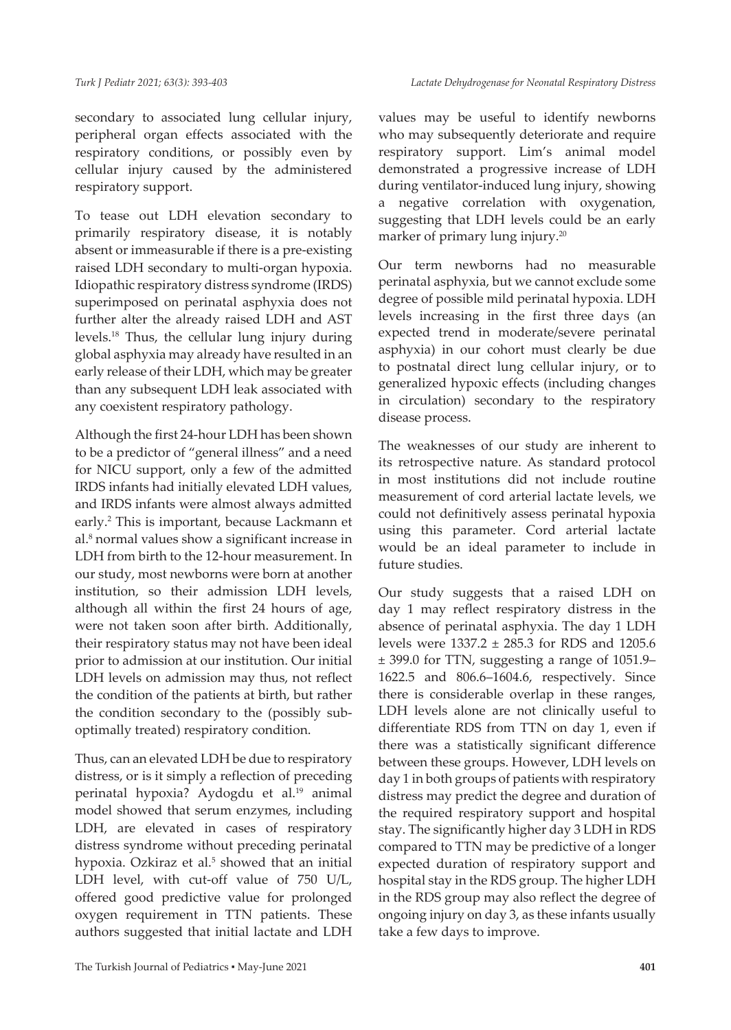secondary to associated lung cellular injury, peripheral organ effects associated with the respiratory conditions, or possibly even by cellular injury caused by the administered respiratory support.

To tease out LDH elevation secondary to primarily respiratory disease, it is notably absent or immeasurable if there is a pre-existing raised LDH secondary to multi-organ hypoxia. Idiopathic respiratory distress syndrome (IRDS) superimposed on perinatal asphyxia does not further alter the already raised LDH and AST levels.[18] Thus, the cellular lung injury during global asphyxia may already have resulted in an early release of their LDH, which may be greater than any subsequent LDH leak associated with any coexistent respiratory pathology.

Although the first 24-hour LDH has been shown to be a predictor of "general illness" and a need for NICU support, only a few of the admitted IRDS infants had initially elevated LDH values, and IRDS infants were almost always admitted early.[2] This is important, because Lackmann et al.[8] normal values show a significant increase in LDH from birth to the 12-hour measurement. In our study, most newborns were born at another institution, so their admission LDH levels, although all within the first 24 hours of age, were not taken soon after birth. Additionally, their respiratory status may not have been ideal prior to admission at our institution. Our initial LDH levels on admission may thus, not reflect the condition of the patients at birth, but rather the condition secondary to the (possibly sub-optimally treated) respiratory condition.

Thus, can an elevated LDH be due to respiratory distress, or is it simply a reflection of preceding perinatal hypoxia? Aydogdu et al.[19] animal model showed that serum enzymes, including LDH, are elevated in cases of respiratory distress syndrome without preceding perinatal hypoxia. Ozkiraz et al.[5] showed that an initial LDH level, with cut-off value of 750 U/L, offered good predictive value for prolonged oxygen requirement in TTN patients. These authors suggested that initial lactate and LDH values may be useful to identify newborns who may subsequently deteriorate and require respiratory support. Lim's animal model demonstrated a progressive increase of LDH during ventilator-induced lung injury, showing a negative correlation with oxygenation, suggesting that LDH levels could be an early marker of primary lung injury.[20]

Our term newborns had no measurable perinatal asphyxia, but we cannot exclude some degree of possible mild perinatal hypoxia. LDH levels increasing in the first three days (an expected trend in moderate/severe perinatal asphyxia) in our cohort must clearly be due to postnatal direct lung cellular injury, or to generalized hypoxic effects (including changes in circulation) secondary to the respiratory disease process.

The weaknesses of our study are inherent to its retrospective nature. As standard protocol in most institutions did not include routine measurement of cord arterial lactate levels, we could not definitively assess perinatal hypoxia using this parameter. Cord arterial lactate would be an ideal parameter to include in future studies.

Our study suggests that a raised LDH on day 1 may reflect respiratory distress in the absence of perinatal asphyxia. The day 1 LDH levels were $1337.2 \pm 285.3$ for RDS and $1205.6 \pm 399.0$ for TTN, suggesting a range of 1051.9–1622.5 and 806.6–1604.6, respectively. Since there is considerable overlap in these ranges, LDH levels alone are not clinically useful to differentiate RDS from TTN on day 1, even if there was a statistically significant difference between these groups. However, LDH levels on day 1 in both groups of patients with respiratory distress may predict the degree and duration of the required respiratory support and hospital stay. The significantly higher day 3 LDH in RDS compared to TTN may be predictive of a longer expected duration of respiratory support and hospital stay in the RDS group. The higher LDH in the RDS group may also reflect the degree of ongoing injury on day 3, as these infants usually take a few days to improve.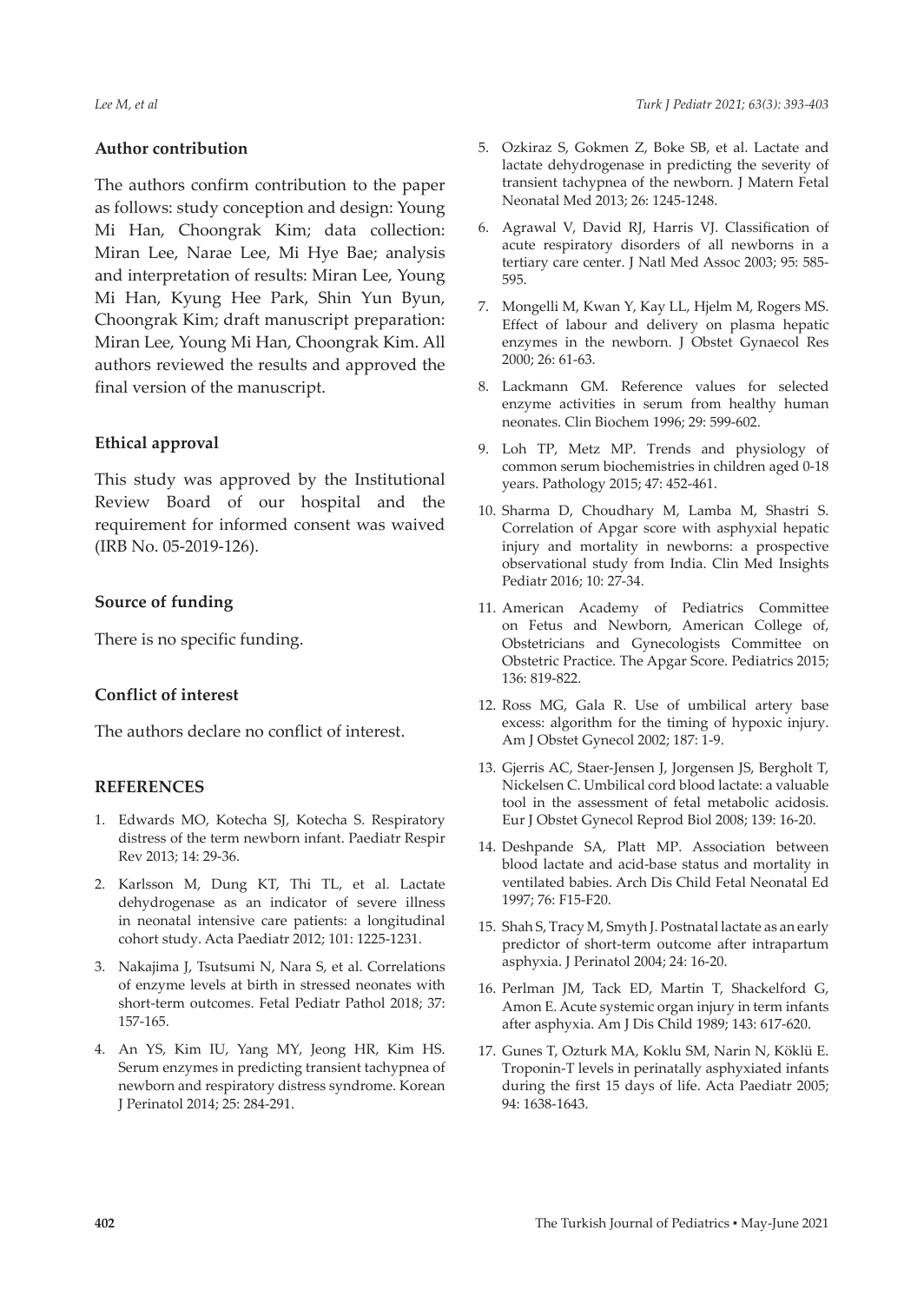## Author contribution

The authors confirm contribution to the paper as follows: study conception and design: Young Mi Han, Choongrak Kim; data collection: Miran Lee, Narae Lee, Mi Hye Bae; analysis and interpretation of results: Miran Lee, Young Mi Han, Kyung Hee Park, Shin Yun Byun, Choongrak Kim; draft manuscript preparation: Miran Lee, Young Mi Han, Choongrak Kim. All authors reviewed the results and approved the final version of the manuscript.

## Ethical approval

This study was approved by the Institutional Review Board of our hospital and the requirement for informed consent was waived (IRB No. 05-2019-126).

## Source of funding

There is no specific funding.

## Conflict of interest

The authors declare no conflict of interest.

## REFERENCES

1. Edwards MO, Kotecha SJ, Kotecha S. Respiratory distress of the term newborn infant. Paediatr Respir Rev 2013; 14: 29-36.
2. Karlsson M, Dung KT, Thi TL, et al. Lactate dehydrogenase as an indicator of severe illness in neonatal intensive care patients: a longitudinal cohort study. Acta Paediatr 2012; 101: 1225-1231.
3. Nakajima J, Tsutsumi N, Nara S, et al. Correlations of enzyme levels at birth in stressed neonates with short-term outcomes. Fetal Pediatr Pathol 2018; 37: 157-165.
4. An YS, Kim IU, Yang MY, Jeong HR, Kim HS. Serum enzymes in predicting transient tachypnea of newborn and respiratory distress syndrome. Korean J Perinatol 2014; 25: 284-291.
5. Ozkiraz S, Gokmen Z, Boke SB, et al. Lactate and lactate dehydrogenase in predicting the severity of transient tachypnea of the newborn. J Matern Fetal Neonatal Med 2013; 26: 1245-1248.
6. Agrawal V, David RJ, Harris VJ. Classification of acute respiratory disorders of all newborns in a tertiary care center. J Natl Med Assoc 2003; 95: 585-595.
7. Mongelli M, Kwan Y, Kay LL, Hjelm M, Rogers MS. Effect of labour and delivery on plasma hepatic enzymes in the newborn. J Obstet Gynaecol Res 2000; 26: 61-63.
8. Lackmann GM. Reference values for selected enzyme activities in serum from healthy human neonates. Clin Biochem 1996; 29: 599-602.
9. Loh TP, Metz MP. Trends and physiology of common serum biochemistries in children aged 0-18 years. Pathology 2015; 47: 452-461.
10. Sharma D, Choudhary M, Lamba M, Shastri S. Correlation of Apgar score with asphyxial hepatic injury and mortality in newborns: a prospective observational study from India. Clin Med Insights Pediatr 2016; 10: 27-34.
11. American Academy of Pediatrics Committee on Fetus and Newborn, American College of, Obstetricians and Gynecologists Committee on Obstetric Practice. The Apgar Score. Pediatrics 2015; 136: 819-822.
12. Ross MG, Gala R. Use of umbilical artery base excess: algorithm for the timing of hypoxic injury. Am J Obstet Gynecol 2002; 187: 1-9.
13. Gjerris AC, Staer-Jensen J, Jorgensen JS, Bergholt T, Nickelsen C. Umbilical cord blood lactate: a valuable tool in the assessment of fetal metabolic acidosis. Eur J Obstet Gynecol Reprod Biol 2008; 139: 16-20.
14. Deshpande SA, Platt MP. Association between blood lactate and acid-base status and mortality in ventilated babies. Arch Dis Child Fetal Neonatal Ed 1997; 76: F15-F20.
15. Shah S, Tracy M, Smyth J. Postnatal lactate as an early predictor of short-term outcome after intrapartum asphyxia. J Perinatol 2004; 24: 16-20.
16. Perlman JM, Tack ED, Martin T, Shackelford G, Amon E. Acute systemic organ injury in term infants after asphyxia. Am J Dis Child 1989; 143: 617-620.
17. Gunes T, Ozturk MA, Koklu SM, Narin N, Köklü E. Troponin-T levels in perinatally asphyxiated infants during the first 15 days of life. Acta Paediatr 2005; 94: 1638-1643.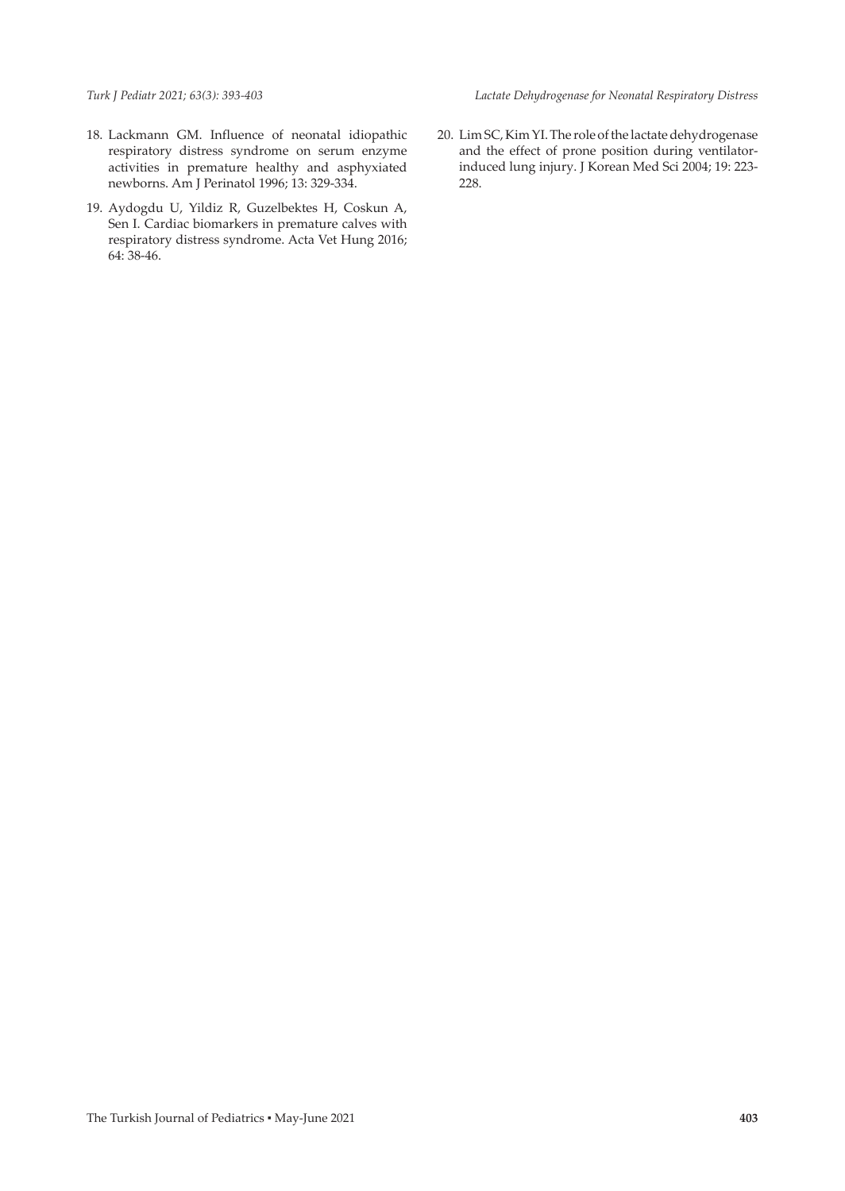18. Lackmann GM. Influence of neonatal idiopathic respiratory distress syndrome on serum enzyme activities in premature healthy and asphyxiated newborns. Am J Perinatol 1996; 13: 329-334.

19. Aydogdu U, Yildiz R, Guzelbektes H, Coskun A, Sen I. Cardiac biomarkers in premature calves with respiratory distress syndrome. Acta Vet Hung 2016; 64: 38-46.

20. Lim SC, Kim YI. The role of the lactate dehydrogenase and the effect of prone position during ventilator-induced lung injury. J Korean Med Sci 2004; 19: 223-228.